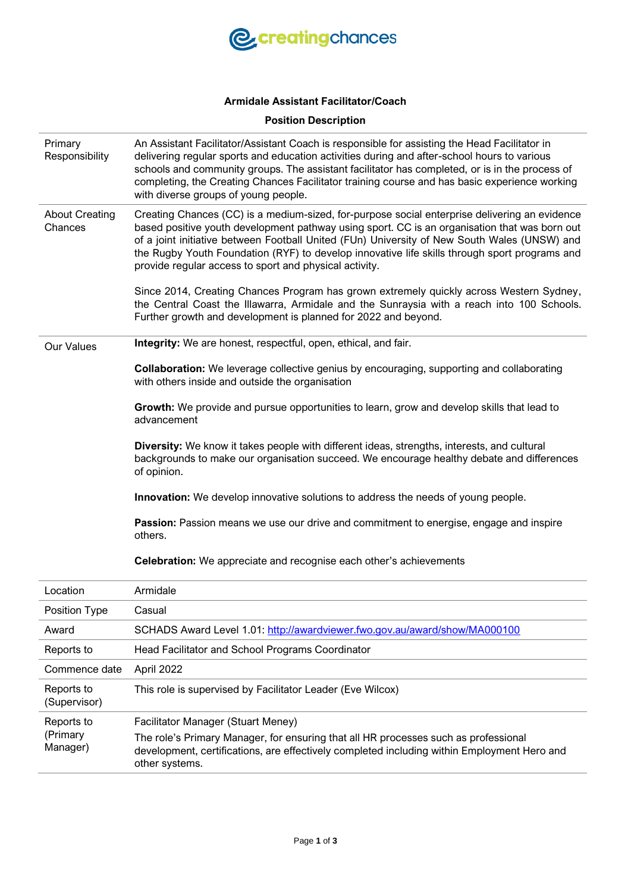# Armidale Assistant Facilitator/Coach

## Position Description

| | |
|---|---|
| Primary Responsibility | An Assistant Facilitator/Assistant Coach is responsible for assisting the Head Facilitator in delivering regular sports and education activities during and after-school hours to various schools and community groups. The assistant facilitator has completed, or is in the process of completing, the Creating Chances Facilitator training course and has basic experience working with diverse groups of young people. |
| About Creating Chances | Creating Chances (CC) is a medium-sized, for-purpose social enterprise delivering an evidence based positive youth development pathway using sport. CC is an organisation that was born out of a joint initiative between Football United (FUn) University of New South Wales (UNSW) and the Rugby Youth Foundation (RYF) to develop innovative life skills through sport programs and provide regular access to sport and physical activity.<br><br>Since 2014, Creating Chances Program has grown extremely quickly across Western Sydney, the Central Coast the Illawarra, Armidale and the Sunraysia with a reach into 100 Schools. Further growth and development is planned for 2022 and beyond. |
| Our Values | **Integrity:** We are honest, respectful, open, ethical, and fair.<br><br>**Collaboration:** We leverage collective genius by encouraging, supporting and collaborating with others inside and outside the organisation<br><br>**Growth:** We provide and pursue opportunities to learn, grow and develop skills that lead to advancement<br><br>**Diversity:** We know it takes people with different ideas, strengths, interests, and cultural backgrounds to make our organisation succeed. We encourage healthy debate and differences of opinion.<br><br>**Innovation:** We develop innovative solutions to address the needs of young people.<br><br>**Passion:** Passion means we use our drive and commitment to energise, engage and inspire others.<br><br>**Celebration:** We appreciate and recognise each other's achievements |
| Location | Armidale |
| Position Type | Casual |
| Award | SCHADS Award Level 1.01: http://awardviewer.fwo.gov.au/award/show/MA000100 |
| Reports to | Head Facilitator and School Programs Coordinator |
| Commence date | April 2022 |
| Reports to (Supervisor) | This role is supervised by Facilitator Leader (Eve Wilcox) |
| Reports to (Primary Manager) | Facilitator Manager (Stuart Meney)<br><br>The role's Primary Manager, for ensuring that all HR processes such as professional development, certifications, are effectively completed including within Employment Hero and other systems. |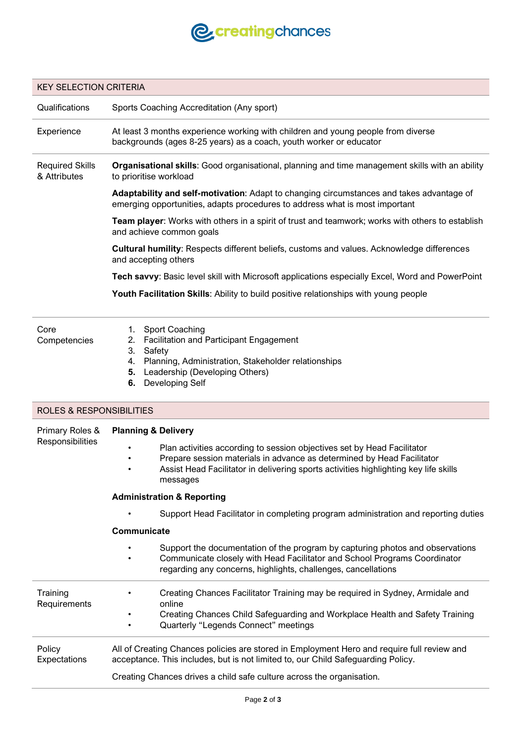## KEY SELECTION CRITERIA

| | |
|---|---|
| Qualifications | Sports Coaching Accreditation (Any sport) |
| Experience | At least 3 months experience working with children and young people from diverse backgrounds (ages 8-25 years) as a coach, youth worker or educator |
| Required Skills & Attributes | **Organisational skills**: Good organisational, planning and time management skills with an ability to prioritise workload<br><br>**Adaptability and self-motivation**: Adapt to changing circumstances and takes advantage of emerging opportunities, adapts procedures to address what is most important<br><br>**Team player**: Works with others in a spirit of trust and teamwork; works with others to establish and achieve common goals<br><br>**Cultural humility**: Respects different beliefs, customs and values. Acknowledge differences and accepting others<br><br>**Tech savvy**: Basic level skill with Microsoft applications especially Excel, Word and PowerPoint<br><br>**Youth Facilitation Skills**: Ability to build positive relationships with young people |
| Core Competencies | 1. Sport Coaching<br>2. Facilitation and Participant Engagement<br>3. Safety<br>4. Planning, Administration, Stakeholder relationships<br>5. Leadership (Developing Others)<br>6. Developing Self |

## ROLES & RESPONSIBILITIES

| | |
|---|---|
| Primary Roles & Responsibilities | **Planning & Delivery**<br>• Plan activities according to session objectives set by Head Facilitator<br>• Prepare session materials in advance as determined by Head Facilitator<br>• Assist Head Facilitator in delivering sports activities highlighting key life skills messages<br><br>**Administration & Reporting**<br>• Support Head Facilitator in completing program administration and reporting duties<br><br>**Communicate**<br>• Support the documentation of the program by capturing photos and observations<br>• Communicate closely with Head Facilitator and School Programs Coordinator regarding any concerns, highlights, challenges, cancellations |
| Training Requirements | • Creating Chances Facilitator Training may be required in Sydney, Armidale and online<br>• Creating Chances Child Safeguarding and Workplace Health and Safety Training<br>• Quarterly "Legends Connect" meetings |
| Policy Expectations | All of Creating Chances policies are stored in Employment Hero and require full review and acceptance. This includes, but is not limited to, our Child Safeguarding Policy.<br><br>Creating Chances drives a child safe culture across the organisation. |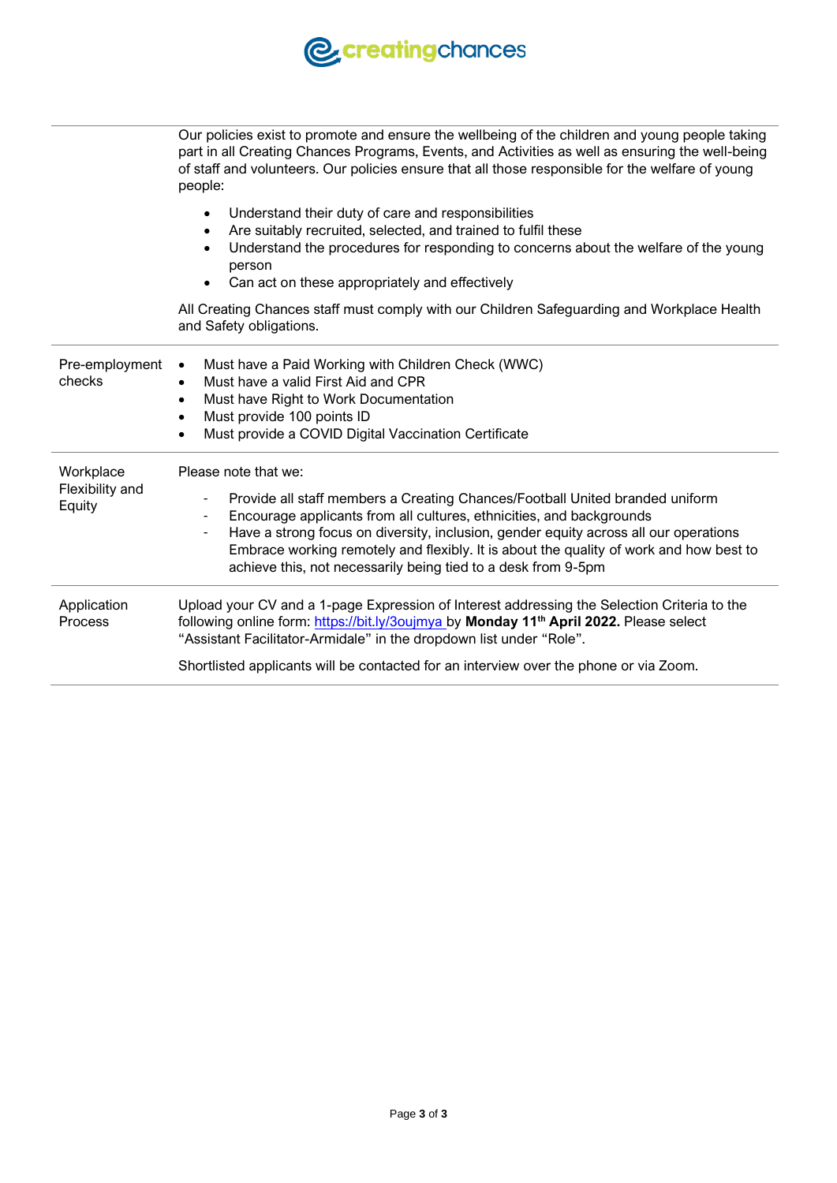| | |
|---|---|
| | Our policies exist to promote and ensure the wellbeing of the children and young people taking part in all Creating Chances Programs, Events, and Activities as well as ensuring the well-being of staff and volunteers. Our policies ensure that all those responsible for the welfare of young people:<br><br>• Understand their duty of care and responsibilities<br>• Are suitably recruited, selected, and trained to fulfil these<br>• Understand the procedures for responding to concerns about the welfare of the young person<br>• Can act on these appropriately and effectively<br><br>All Creating Chances staff must comply with our Children Safeguarding and Workplace Health and Safety obligations. |
| Pre-employment checks | • Must have a Paid Working with Children Check (WWC)<br>• Must have a valid First Aid and CPR<br>• Must have Right to Work Documentation<br>• Must provide 100 points ID<br>• Must provide a COVID Digital Vaccination Certificate |
| Workplace Flexibility and Equity | Please note that we:<br><br>- Provide all staff members a Creating Chances/Football United branded uniform<br>- Encourage applicants from all cultures, ethnicities, and backgrounds<br>- Have a strong focus on diversity, inclusion, gender equity across all our operations Embrace working remotely and flexibly. It is about the quality of work and how best to achieve this, not necessarily being tied to a desk from 9-5pm |
| Application Process | Upload your CV and a 1-page Expression of Interest addressing the Selection Criteria to the following online form: https://bit.ly/3oujmya by **Monday 11th April 2022.** Please select "Assistant Facilitator-Armidale" in the dropdown list under "Role".<br><br>Shortlisted applicants will be contacted for an interview over the phone or via Zoom. |